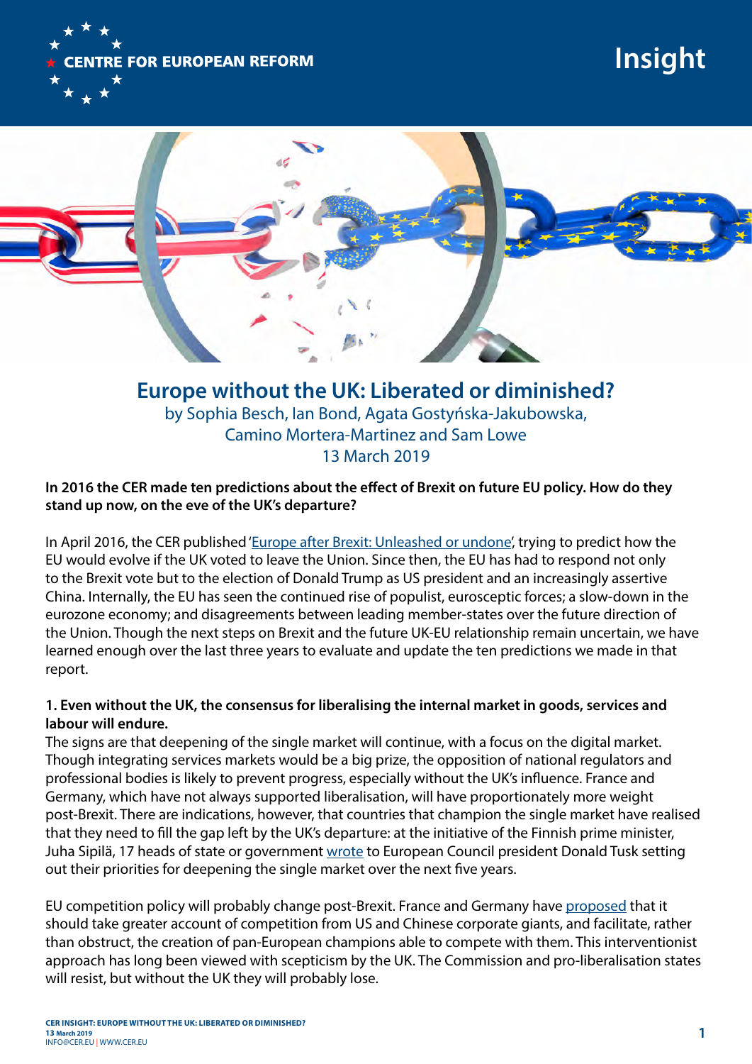# Europe without the UK: Liberated or diminished?

by Sophia Besch, Ian Bond, Agata Gostyńska-Jakubowska, Camino Mortera-Martinez and Sam Lowe

13 March 2019

**In 2016 the CER made ten predictions about the effect of Brexit on future EU policy. How do they stand up now, on the eve of the UK's departure?**

In April 2016, the CER published 'Europe after Brexit: Unleashed or undone', trying to predict how the EU would evolve if the UK voted to leave the Union. Since then, the EU has had to respond not only to the Brexit vote but to the election of Donald Trump as US president and an increasingly assertive China. Internally, the EU has seen the continued rise of populist, eurosceptic forces; a slow-down in the eurozone economy; and disagreements between leading member-states over the future direction of the Union. Though the next steps on Brexit and the future UK-EU relationship remain uncertain, we have learned enough over the last three years to evaluate and update the ten predictions we made in that report.

**1. Even without the UK, the consensus for liberalising the internal market in goods, services and labour will endure.**

The signs are that deepening of the single market will continue, with a focus on the digital market. Though integrating services markets would be a big prize, the opposition of national regulators and professional bodies is likely to prevent progress, especially without the UK's influence. France and Germany, which have not always supported liberalisation, will have proportionately more weight post-Brexit. There are indications, however, that countries that champion the single market have realised that they need to fill the gap left by the UK's departure: at the initiative of the Finnish prime minister, Juha Sipilä, 17 heads of state or government wrote to European Council president Donald Tusk setting out their priorities for deepening the single market over the next five years.

EU competition policy will probably change post-Brexit. France and Germany have proposed that it should take greater account of competition from US and Chinese corporate giants, and facilitate, rather than obstruct, the creation of pan-European champions able to compete with them. This interventionist approach has long been viewed with scepticism by the UK. The Commission and pro-liberalisation states will resist, but without the UK they will probably lose.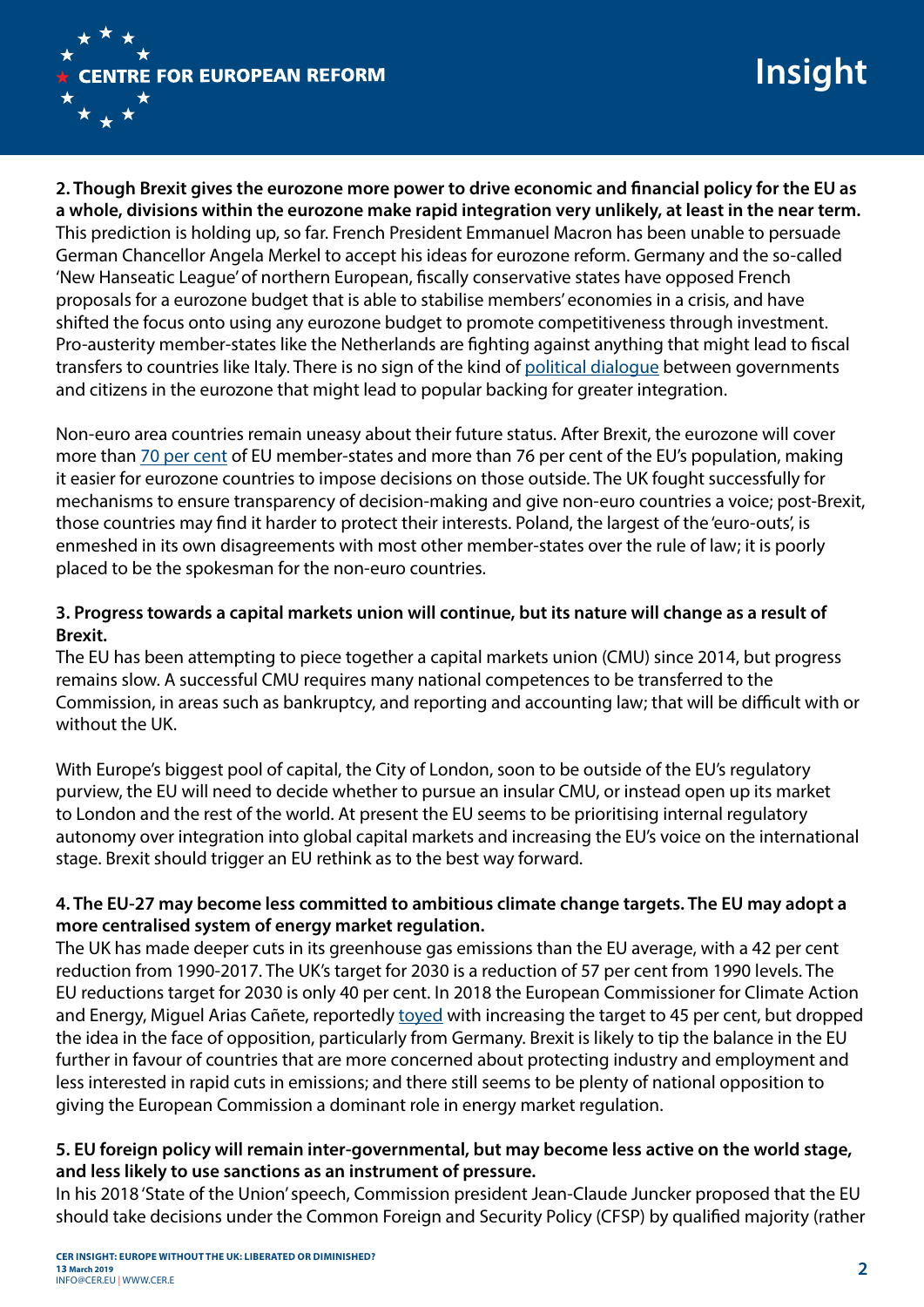**2. Though Brexit gives the eurozone more power to drive economic and financial policy for the EU as a whole, divisions within the eurozone make rapid integration very unlikely, at least in the near term.**
This prediction is holding up, so far. French President Emmanuel Macron has been unable to persuade German Chancellor Angela Merkel to accept his ideas for eurozone reform. Germany and the so-called 'New Hanseatic League' of northern European, fiscally conservative states have opposed French proposals for a eurozone budget that is able to stabilise members' economies in a crisis, and have shifted the focus onto using any eurozone budget to promote competitiveness through investment. Pro-austerity member-states like the Netherlands are fighting against anything that might lead to fiscal transfers to countries like Italy. There is no sign of the kind of political dialogue between governments and citizens in the eurozone that might lead to popular backing for greater integration.

Non-euro area countries remain uneasy about their future status. After Brexit, the eurozone will cover more than 70 per cent of EU member-states and more than 76 per cent of the EU's population, making it easier for eurozone countries to impose decisions on those outside. The UK fought successfully for mechanisms to ensure transparency of decision-making and give non-euro countries a voice; post-Brexit, those countries may find it harder to protect their interests. Poland, the largest of the 'euro-outs', is enmeshed in its own disagreements with most other member-states over the rule of law; it is poorly placed to be the spokesman for the non-euro countries.

**3. Progress towards a capital markets union will continue, but its nature will change as a result of Brexit.**
The EU has been attempting to piece together a capital markets union (CMU) since 2014, but progress remains slow. A successful CMU requires many national competences to be transferred to the Commission, in areas such as bankruptcy, and reporting and accounting law; that will be difficult with or without the UK.

With Europe's biggest pool of capital, the City of London, soon to be outside of the EU's regulatory purview, the EU will need to decide whether to pursue an insular CMU, or instead open up its market to London and the rest of the world. At present the EU seems to be prioritising internal regulatory autonomy over integration into global capital markets and increasing the EU's voice on the international stage. Brexit should trigger an EU rethink as to the best way forward.

**4. The EU-27 may become less committed to ambitious climate change targets. The EU may adopt a more centralised system of energy market regulation.**
The UK has made deeper cuts in its greenhouse gas emissions than the EU average, with a 42 per cent reduction from 1990-2017. The UK's target for 2030 is a reduction of 57 per cent from 1990 levels. The EU reductions target for 2030 is only 40 per cent. In 2018 the European Commissioner for Climate Action and Energy, Miguel Arias Cañete, reportedly toyed with increasing the target to 45 per cent, but dropped the idea in the face of opposition, particularly from Germany. Brexit is likely to tip the balance in the EU further in favour of countries that are more concerned about protecting industry and employment and less interested in rapid cuts in emissions; and there still seems to be plenty of national opposition to giving the European Commission a dominant role in energy market regulation.

**5. EU foreign policy will remain inter-governmental, but may become less active on the world stage, and less likely to use sanctions as an instrument of pressure.**
In his 2018 'State of the Union' speech, Commission president Jean-Claude Juncker proposed that the EU should take decisions under the Common Foreign and Security Policy (CFSP) by qualified majority (rather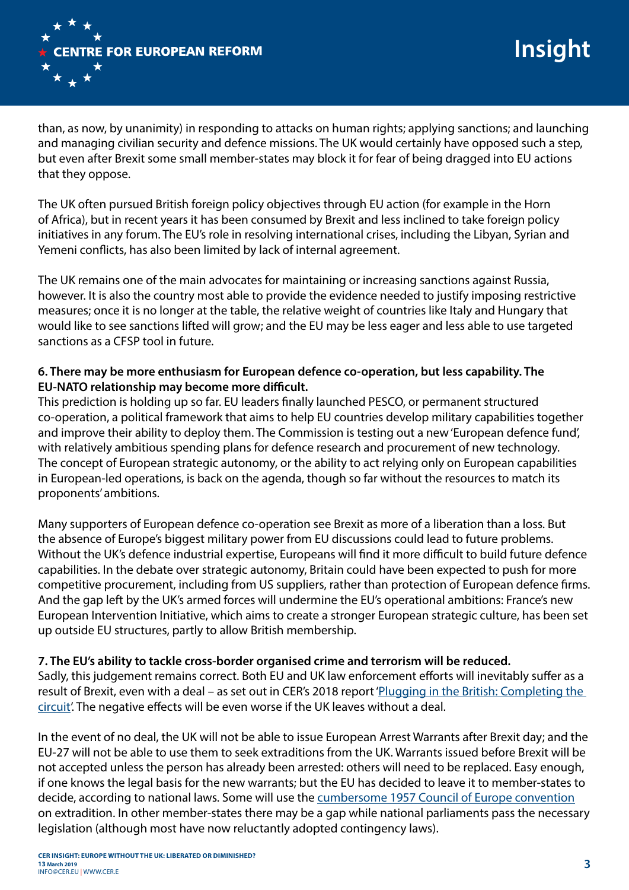than, as now, by unanimity) in responding to attacks on human rights; applying sanctions; and launching and managing civilian security and defence missions. The UK would certainly have opposed such a step, but even after Brexit some small member-states may block it for fear of being dragged into EU actions that they oppose.

The UK often pursued British foreign policy objectives through EU action (for example in the Horn of Africa), but in recent years it has been consumed by Brexit and less inclined to take foreign policy initiatives in any forum. The EU's role in resolving international crises, including the Libyan, Syrian and Yemeni conflicts, has also been limited by lack of internal agreement.

The UK remains one of the main advocates for maintaining or increasing sanctions against Russia, however. It is also the country most able to provide the evidence needed to justify imposing restrictive measures; once it is no longer at the table, the relative weight of countries like Italy and Hungary that would like to see sanctions lifted will grow; and the EU may be less eager and less able to use targeted sanctions as a CFSP tool in future.

**6. There may be more enthusiasm for European defence co-operation, but less capability. The EU-NATO relationship may become more difficult.**

This prediction is holding up so far. EU leaders finally launched PESCO, or permanent structured co-operation, a political framework that aims to help EU countries develop military capabilities together and improve their ability to deploy them. The Commission is testing out a new 'European defence fund', with relatively ambitious spending plans for defence research and procurement of new technology. The concept of European strategic autonomy, or the ability to act relying only on European capabilities in European-led operations, is back on the agenda, though so far without the resources to match its proponents' ambitions.

Many supporters of European defence co-operation see Brexit as more of a liberation than a loss. But the absence of Europe's biggest military power from EU discussions could lead to future problems. Without the UK's defence industrial expertise, Europeans will find it more difficult to build future defence capabilities. In the debate over strategic autonomy, Britain could have been expected to push for more competitive procurement, including from US suppliers, rather than protection of European defence firms. And the gap left by the UK's armed forces will undermine the EU's operational ambitions: France's new European Intervention Initiative, which aims to create a stronger European strategic culture, has been set up outside EU structures, partly to allow British membership.

**7. The EU's ability to tackle cross-border organised crime and terrorism will be reduced.**

Sadly, this judgement remains correct. Both EU and UK law enforcement efforts will inevitably suffer as a result of Brexit, even with a deal – as set out in CER's 2018 report 'Plugging in the British: Completing the circuit'. The negative effects will be even worse if the UK leaves without a deal.

In the event of no deal, the UK will not be able to issue European Arrest Warrants after Brexit day; and the EU-27 will not be able to use them to seek extraditions from the UK. Warrants issued before Brexit will be not accepted unless the person has already been arrested: others will need to be replaced. Easy enough, if one knows the legal basis for the new warrants; but the EU has decided to leave it to member-states to decide, according to national laws. Some will use the cumbersome 1957 Council of Europe convention on extradition. In other member-states there may be a gap while national parliaments pass the necessary legislation (although most have now reluctantly adopted contingency laws).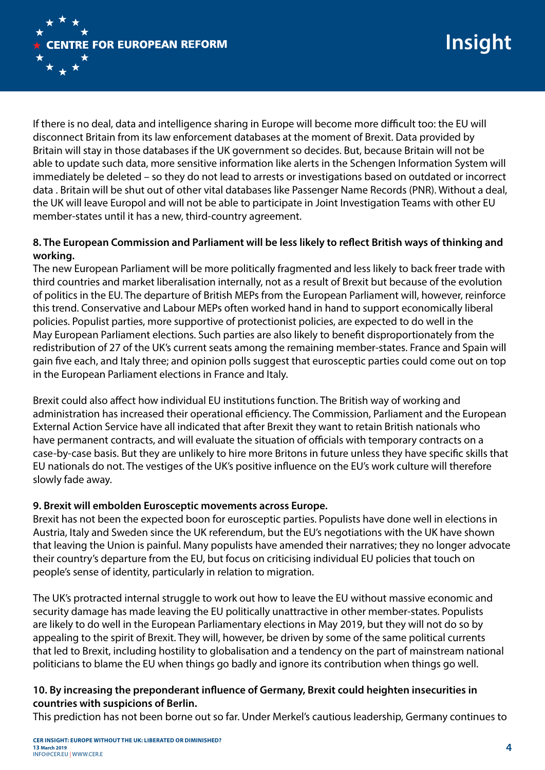If there is no deal, data and intelligence sharing in Europe will become more difficult too: the EU will disconnect Britain from its law enforcement databases at the moment of Brexit. Data provided by Britain will stay in those databases if the UK government so decides. But, because Britain will not be able to update such data, more sensitive information like alerts in the Schengen Information System will immediately be deleted – so they do not lead to arrests or investigations based on outdated or incorrect data . Britain will be shut out of other vital databases like Passenger Name Records (PNR). Without a deal, the UK will leave Europol and will not be able to participate in Joint Investigation Teams with other EU member-states until it has a new, third-country agreement.

**8. The European Commission and Parliament will be less likely to reflect British ways of thinking and working.**

The new European Parliament will be more politically fragmented and less likely to back freer trade with third countries and market liberalisation internally, not as a result of Brexit but because of the evolution of politics in the EU. The departure of British MEPs from the European Parliament will, however, reinforce this trend. Conservative and Labour MEPs often worked hand in hand to support economically liberal policies. Populist parties, more supportive of protectionist policies, are expected to do well in the May European Parliament elections. Such parties are also likely to benefit disproportionately from the redistribution of 27 of the UK's current seats among the remaining member-states. France and Spain will gain five each, and Italy three; and opinion polls suggest that eurosceptic parties could come out on top in the European Parliament elections in France and Italy.

Brexit could also affect how individual EU institutions function. The British way of working and administration has increased their operational efficiency. The Commission, Parliament and the European External Action Service have all indicated that after Brexit they want to retain British nationals who have permanent contracts, and will evaluate the situation of officials with temporary contracts on a case-by-case basis. But they are unlikely to hire more Britons in future unless they have specific skills that EU nationals do not. The vestiges of the UK's positive influence on the EU's work culture will therefore slowly fade away.

**9. Brexit will embolden Eurosceptic movements across Europe.**

Brexit has not been the expected boon for eurosceptic parties. Populists have done well in elections in Austria, Italy and Sweden since the UK referendum, but the EU's negotiations with the UK have shown that leaving the Union is painful. Many populists have amended their narratives; they no longer advocate their country's departure from the EU, but focus on criticising individual EU policies that touch on people's sense of identity, particularly in relation to migration.

The UK's protracted internal struggle to work out how to leave the EU without massive economic and security damage has made leaving the EU politically unattractive in other member-states. Populists are likely to do well in the European Parliamentary elections in May 2019, but they will not do so by appealing to the spirit of Brexit. They will, however, be driven by some of the same political currents that led to Brexit, including hostility to globalisation and a tendency on the part of mainstream national politicians to blame the EU when things go badly and ignore its contribution when things go well.

**10. By increasing the preponderant influence of Germany, Brexit could heighten insecurities in countries with suspicions of Berlin.**

This prediction has not been borne out so far. Under Merkel's cautious leadership, Germany continues to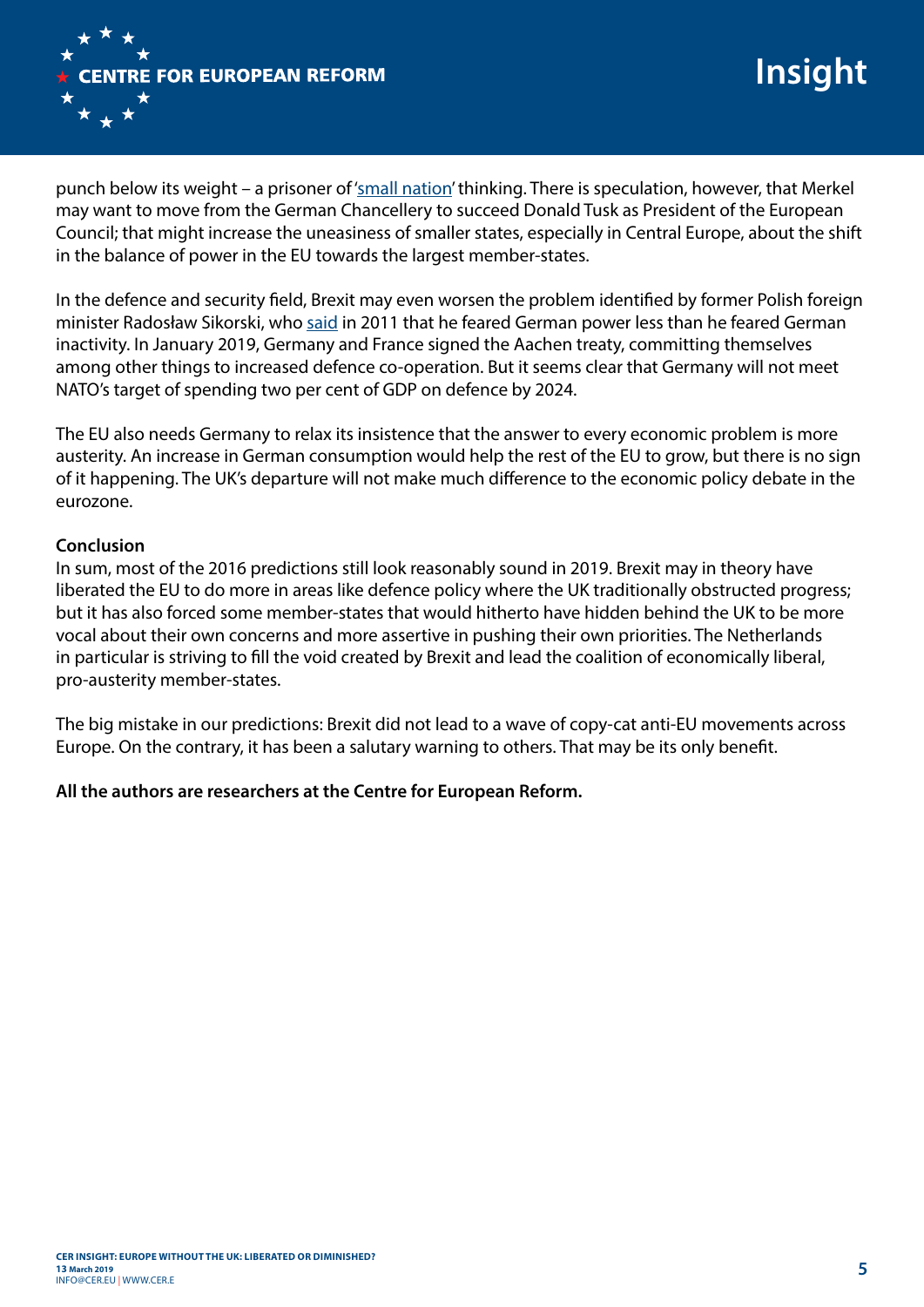punch below its weight – a prisoner of 'small nation' thinking. There is speculation, however, that Merkel may want to move from the German Chancellery to succeed Donald Tusk as President of the European Council; that might increase the uneasiness of smaller states, especially in Central Europe, about the shift in the balance of power in the EU towards the largest member-states.

In the defence and security field, Brexit may even worsen the problem identified by former Polish foreign minister Radosław Sikorski, who said in 2011 that he feared German power less than he feared German inactivity. In January 2019, Germany and France signed the Aachen treaty, committing themselves among other things to increased defence co-operation. But it seems clear that Germany will not meet NATO's target of spending two per cent of GDP on defence by 2024.

The EU also needs Germany to relax its insistence that the answer to every economic problem is more austerity. An increase in German consumption would help the rest of the EU to grow, but there is no sign of it happening. The UK's departure will not make much difference to the economic policy debate in the eurozone.

**Conclusion**

In sum, most of the 2016 predictions still look reasonably sound in 2019. Brexit may in theory have liberated the EU to do more in areas like defence policy where the UK traditionally obstructed progress; but it has also forced some member-states that would hitherto have hidden behind the UK to be more vocal about their own concerns and more assertive in pushing their own priorities. The Netherlands in particular is striving to fill the void created by Brexit and lead the coalition of economically liberal, pro-austerity member-states.

The big mistake in our predictions: Brexit did not lead to a wave of copy-cat anti-EU movements across Europe. On the contrary, it has been a salutary warning to others. That may be its only benefit.

**All the authors are researchers at the Centre for European Reform.**